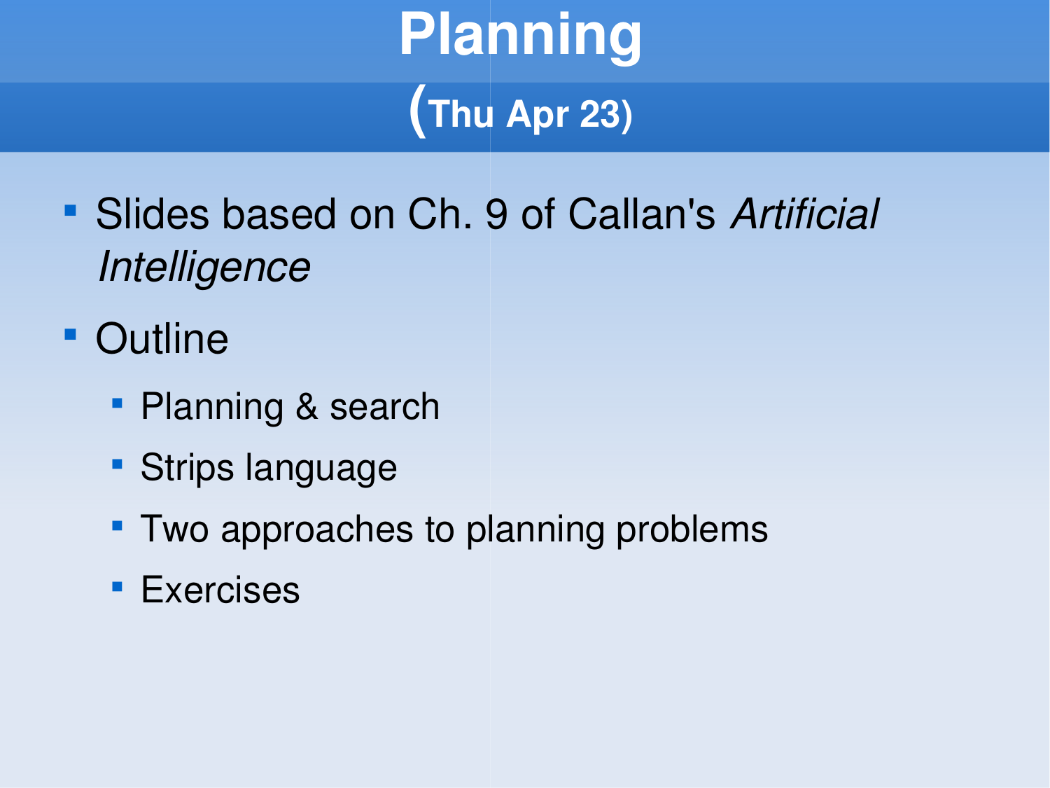# Planning
## (Thu Apr 23)

- Slides based on Ch. 9 of Callan's *Artificial Intelligence*
- Outline
  - Planning & search
  - Strips language
  - Two approaches to planning problems
  - Exercises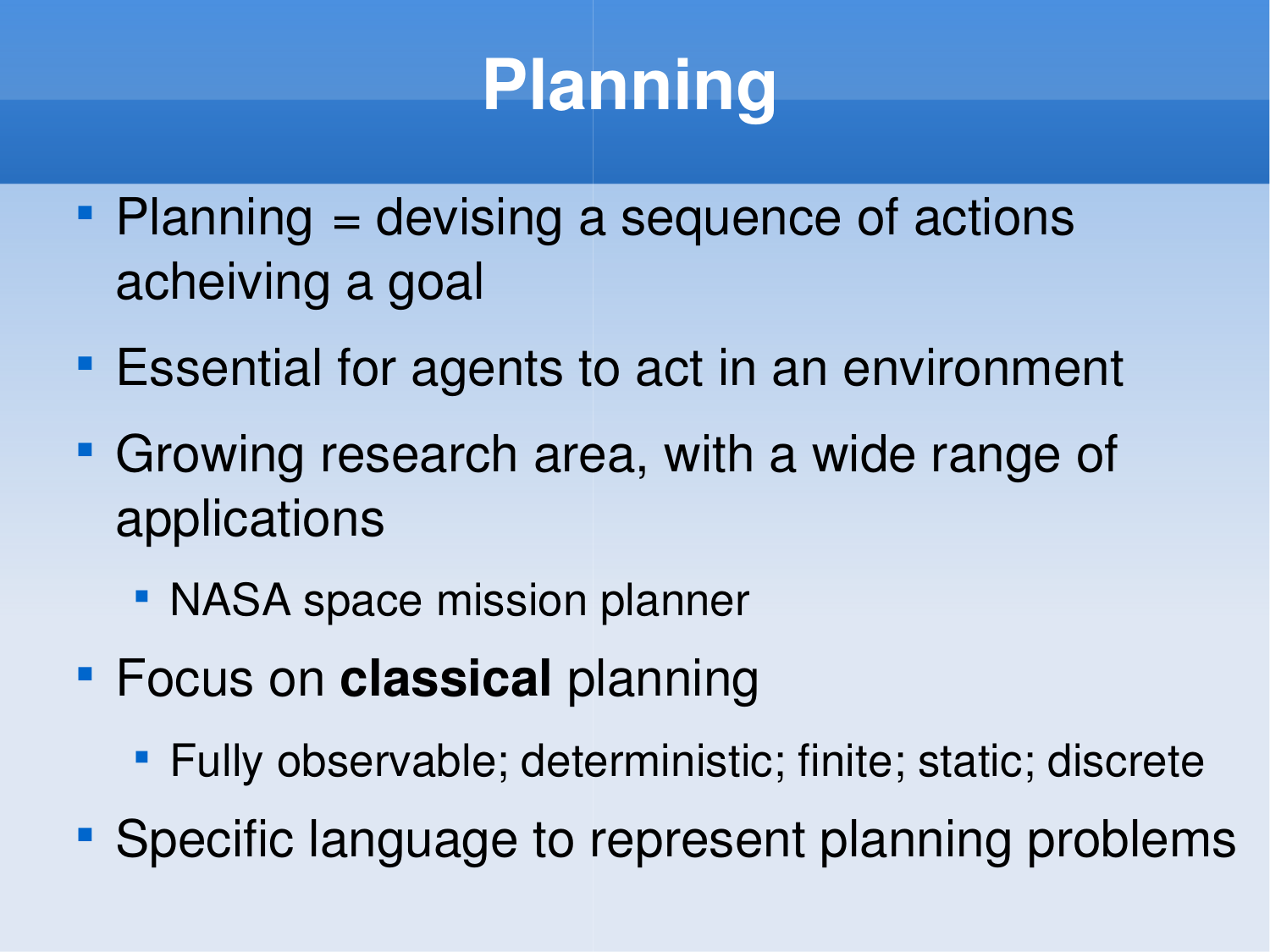# Planning

- Planning = devising a sequence of actions acheiving a goal
- Essential for agents to act in an environment
- Growing research area, with a wide range of applications
  - NASA space mission planner
- Focus on **classical** planning
  - Fully observable; deterministic; finite; static; discrete
- Specific language to represent planning problems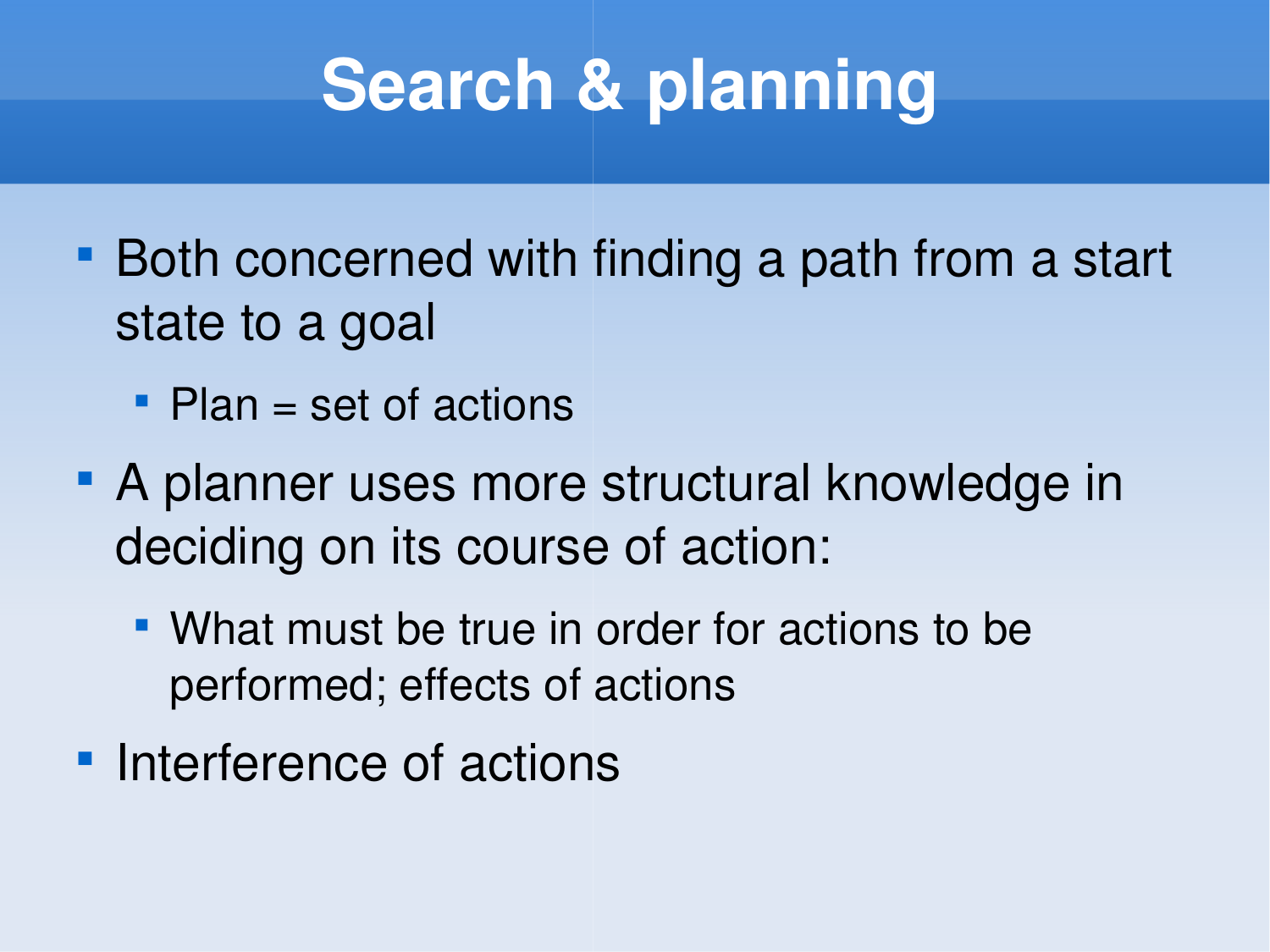# Search & planning

- Both concerned with finding a path from a start state to a goal
  - Plan = set of actions
- A planner uses more structural knowledge in deciding on its course of action:
  - What must be true in order for actions to be performed; effects of actions
- Interference of actions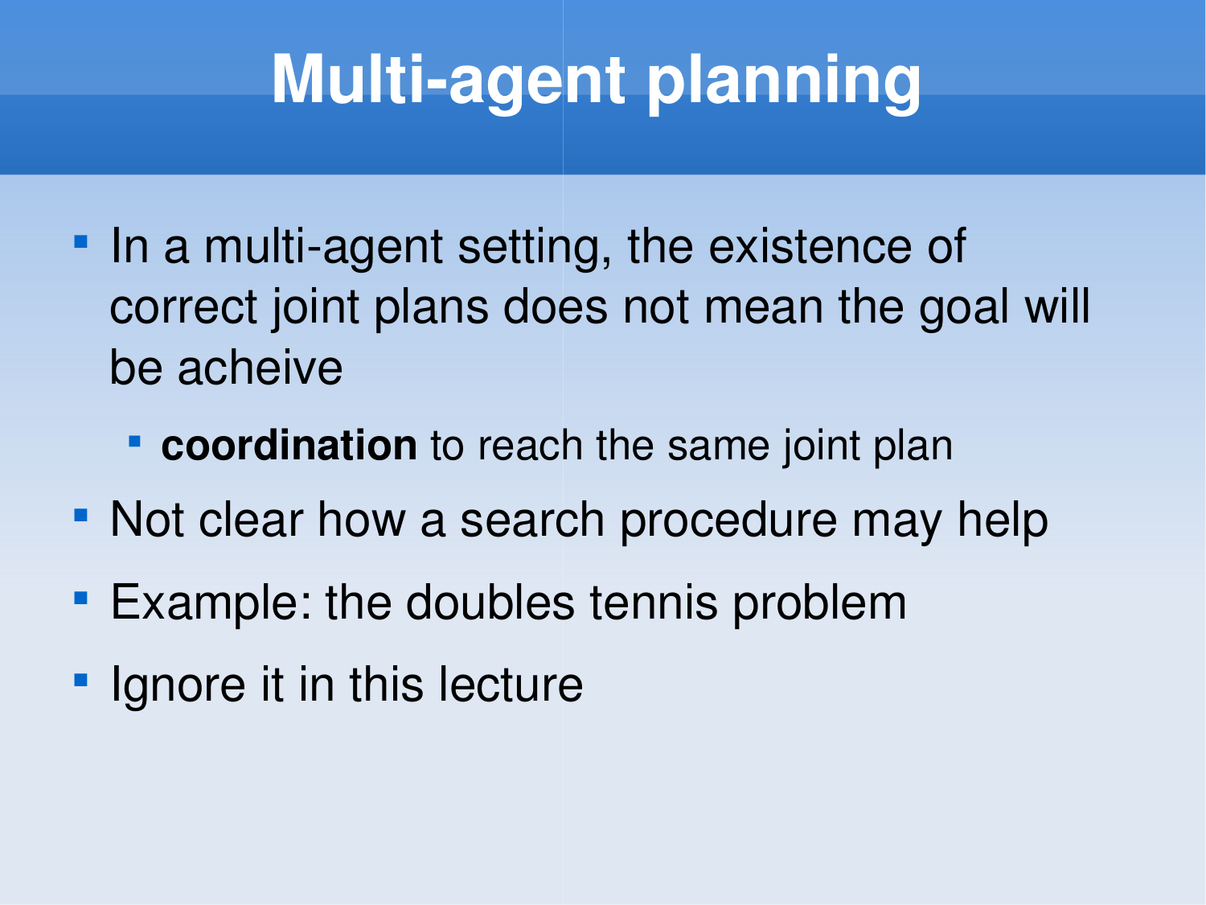# Multi-agent planning

- In a multi-agent setting, the existence of correct joint plans does not mean the goal will be acheive
  - **coordination** to reach the same joint plan
- Not clear how a search procedure may help
- Example: the doubles tennis problem
- Ignore it in this lecture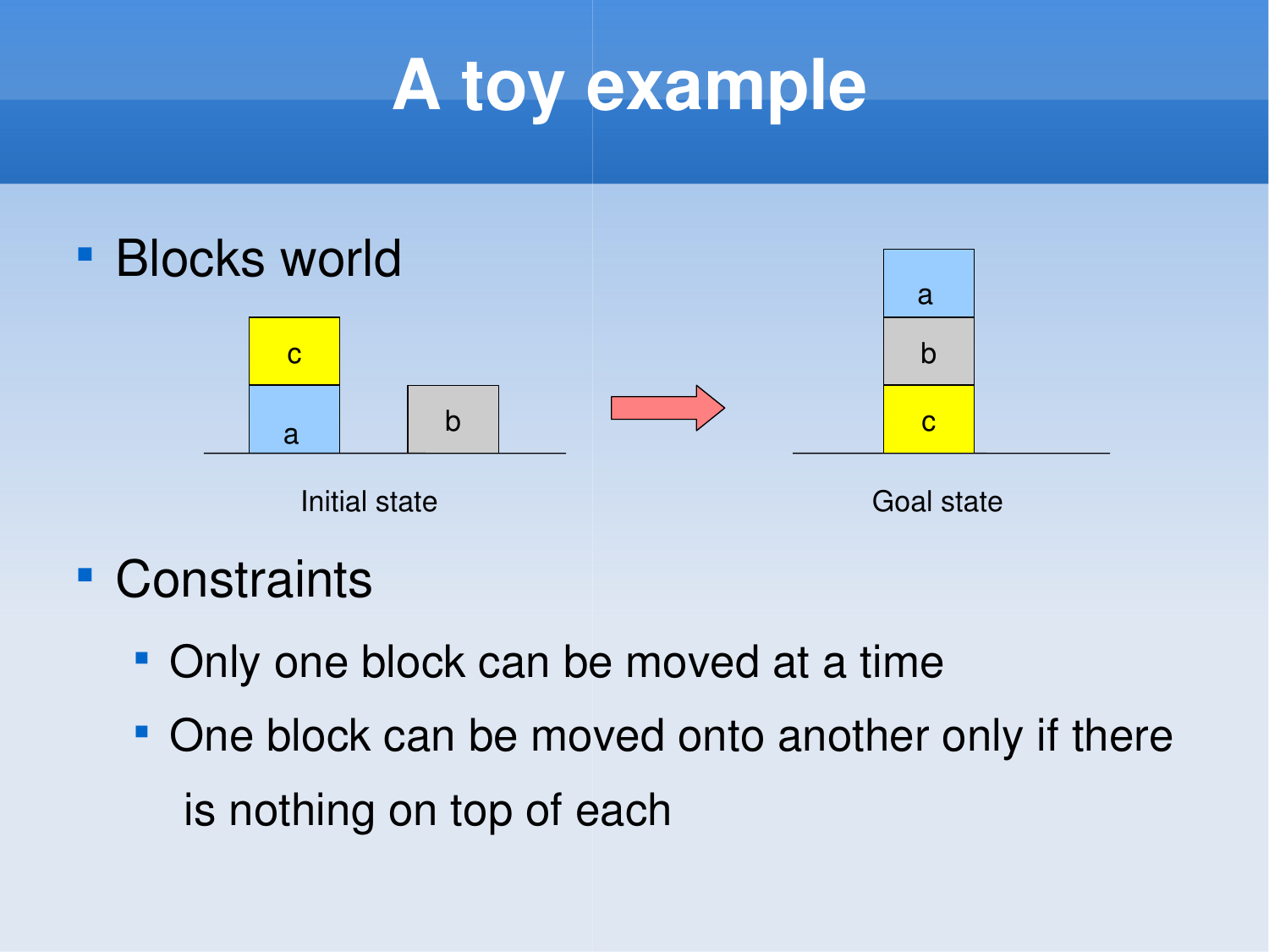# A toy example

- Blocks world

Initial state

Goal state

- Constraints
  - Only one block can be moved at a time
  - One block can be moved onto another only if there is nothing on top of each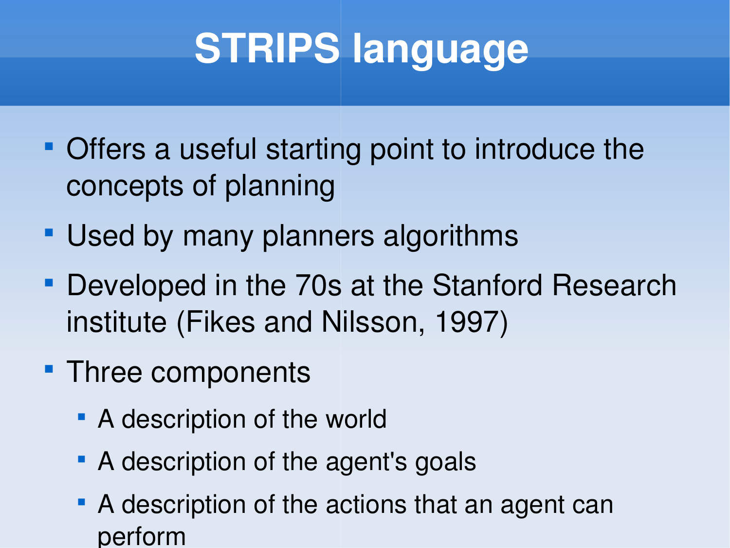# STRIPS language

- Offers a useful starting point to introduce the concepts of planning
- Used by many planners algorithms
- Developed in the 70s at the Stanford Research institute (Fikes and Nilsson, 1997)
- Three components
  - A description of the world
  - A description of the agent's goals
  - A description of the actions that an agent can perform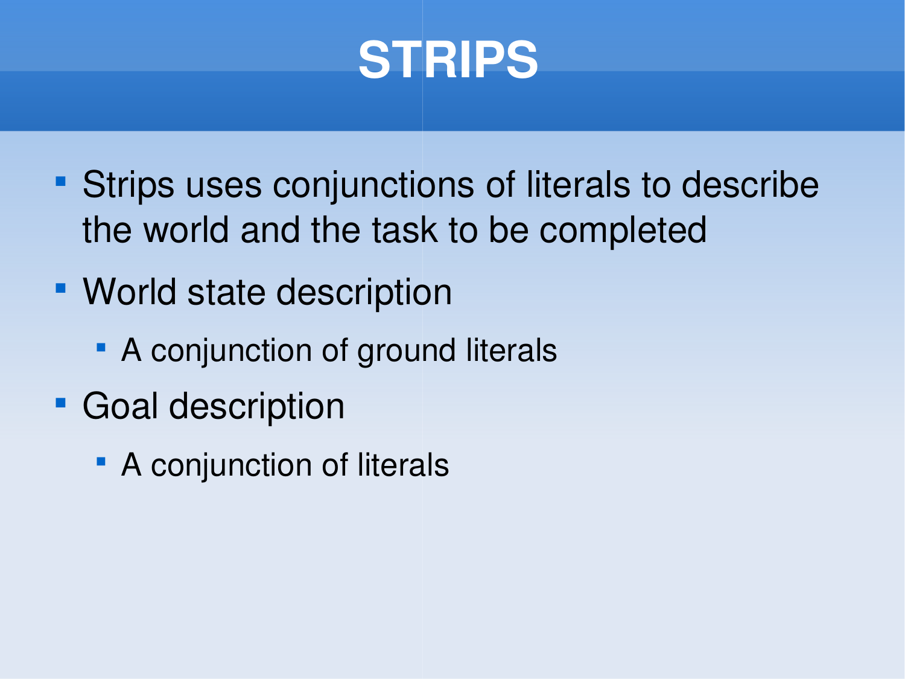# STRIPS

- Strips uses conjunctions of literals to describe the world and the task to be completed
- World state description
  - A conjunction of ground literals
- Goal description
  - A conjunction of literals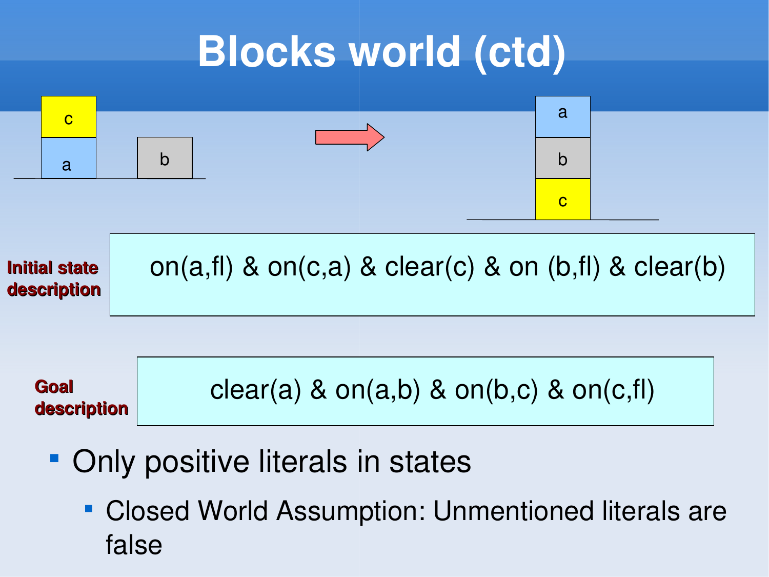# Blocks world (ctd)

**Initial state description**

on(a,fl) & on(c,a) & clear(c) & on (b,fl) & clear(b)

**Goal description**

clear(a) & on(a,b) & on(b,c) & on(c,fl)

- Only positive literals in states
  - Closed World Assumption: Unmentioned literals are false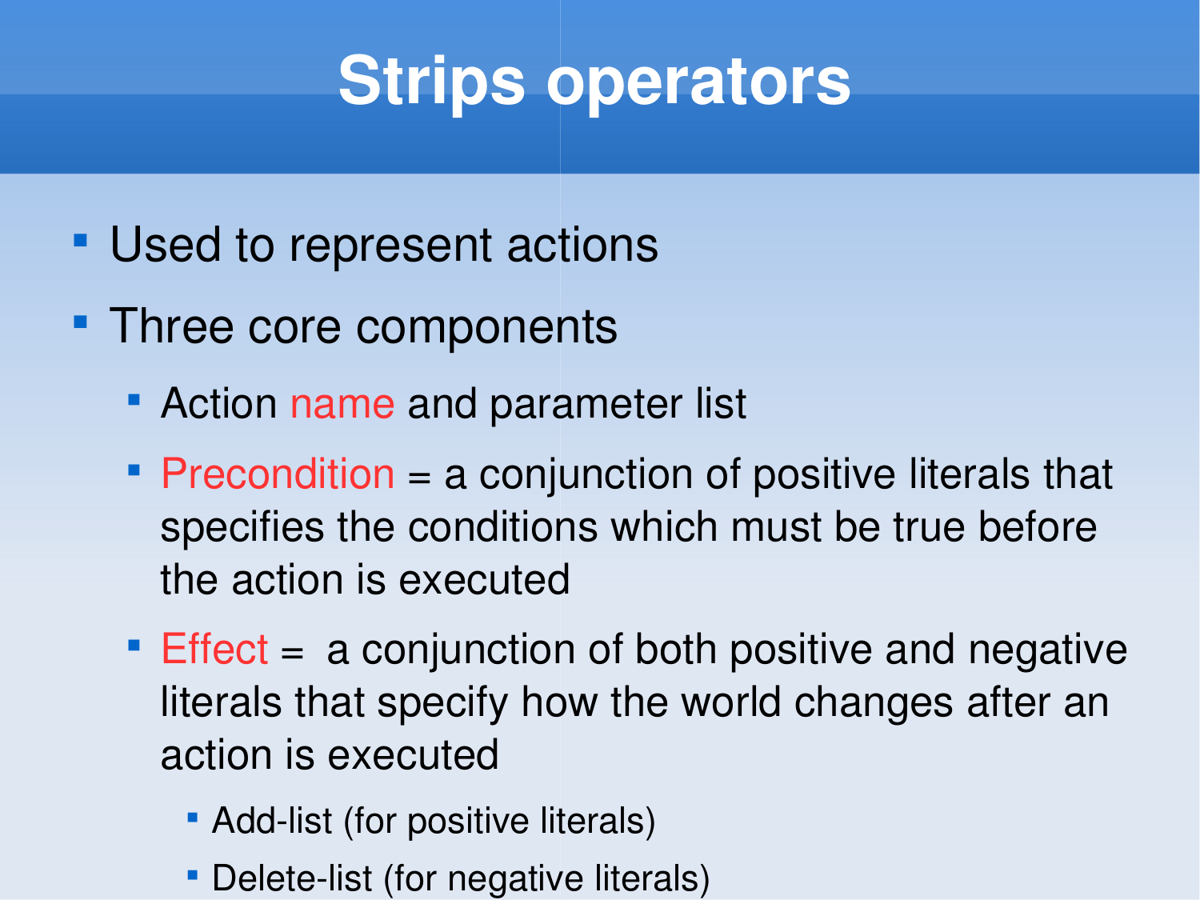# Strips operators

- Used to represent actions
- Three core components
  - Action name and parameter list
  - Precondition = a conjunction of positive literals that specifies the conditions which must be true before the action is executed
  - Effect = a conjunction of both positive and negative literals that specify how the world changes after an action is executed
    - Add-list (for positive literals)
    - Delete-list (for negative literals)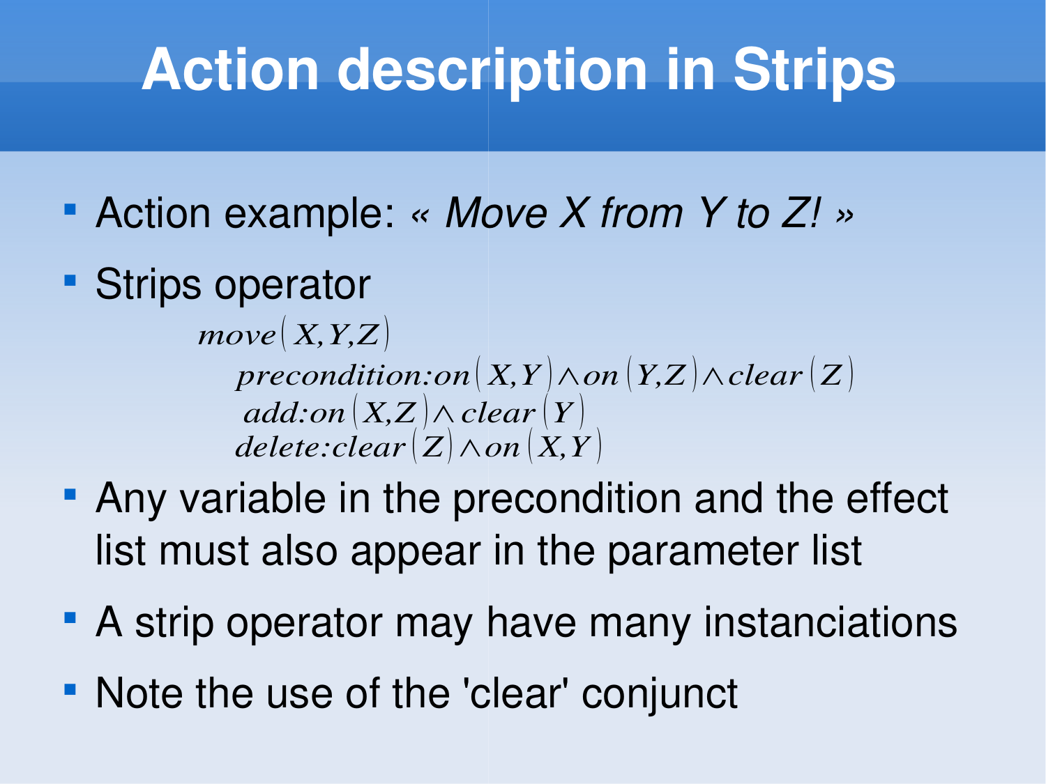# Action description in Strips

- Action example: *« Move X from Y to Z! »*
- Strips operator

$$
\begin{aligned}
&move(X,Y,Z)\\
&\quad precondition{:}on(X,Y) \wedge on(Y,Z) \wedge clear(Z)\\
&\quad add{:}on(X,Z) \wedge clear(Y)\\
&\quad delete{:}clear(Z) \wedge on(X,Y)
\end{aligned}
$$

- Any variable in the precondition and the effect list must also appear in the parameter list
- A strip operator may have many instanciations
- Note the use of the 'clear' conjunct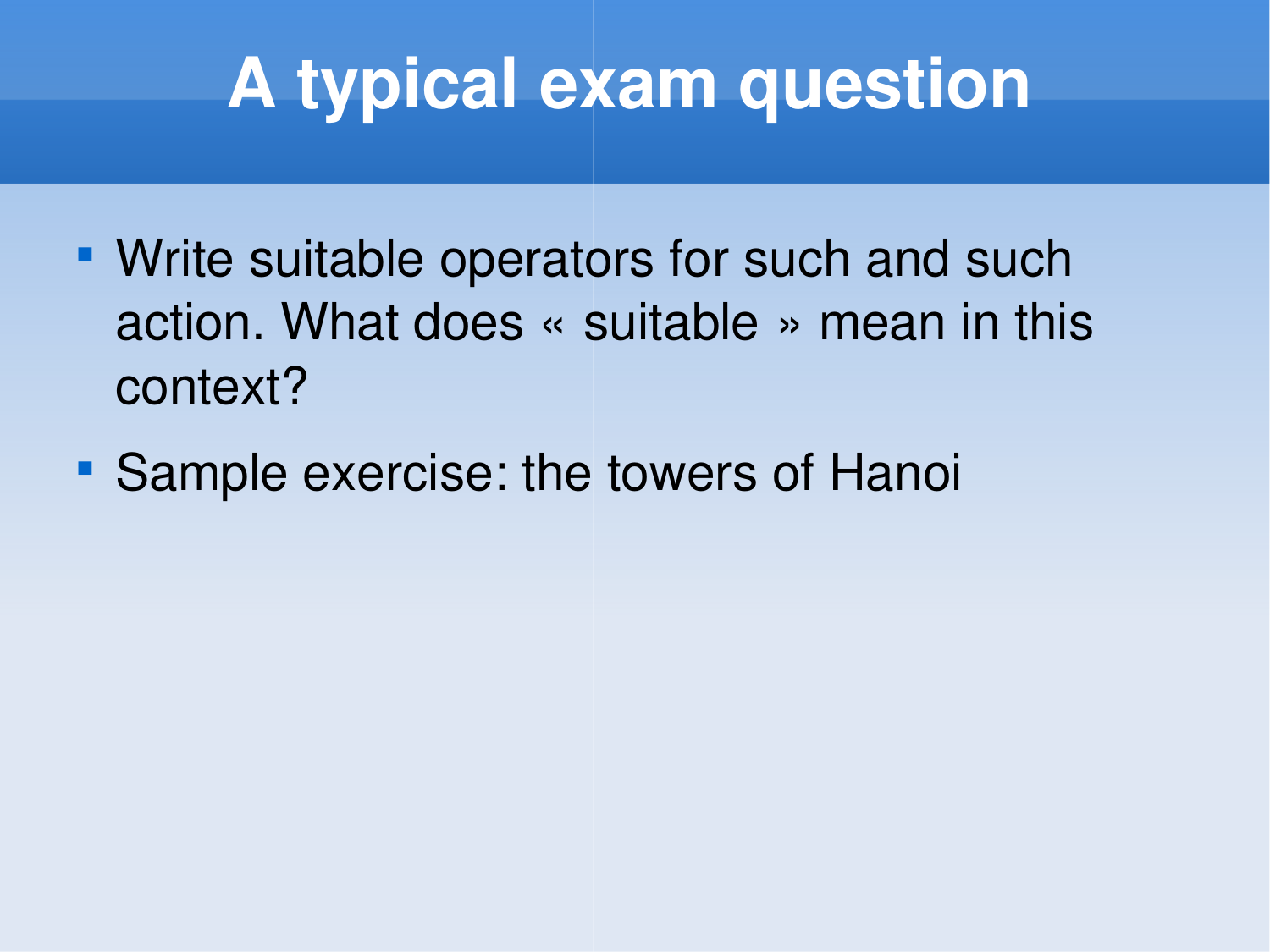# A typical exam question

- Write suitable operators for such and such action. What does « suitable » mean in this context?
- Sample exercise: the towers of Hanoi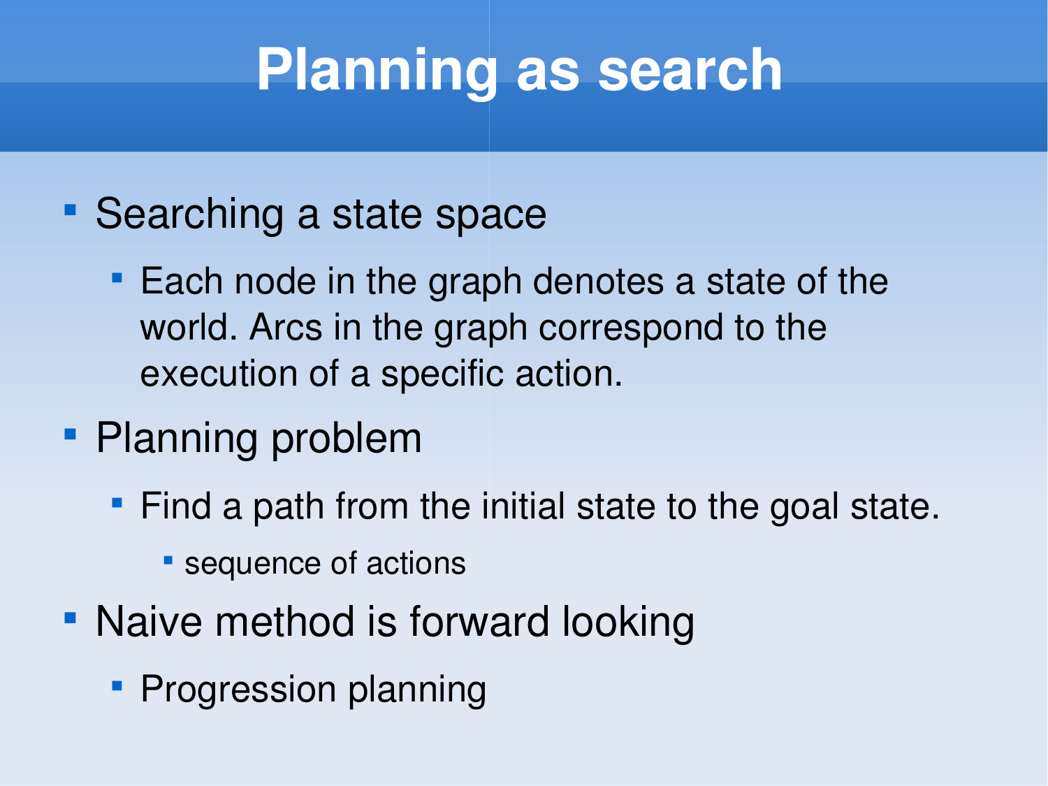# Planning as search

- Searching a state space
  - Each node in the graph denotes a state of the world. Arcs in the graph correspond to the execution of a specific action.
- Planning problem
  - Find a path from the initial state to the goal state.
    - sequence of actions
- Naive method is forward looking
  - Progression planning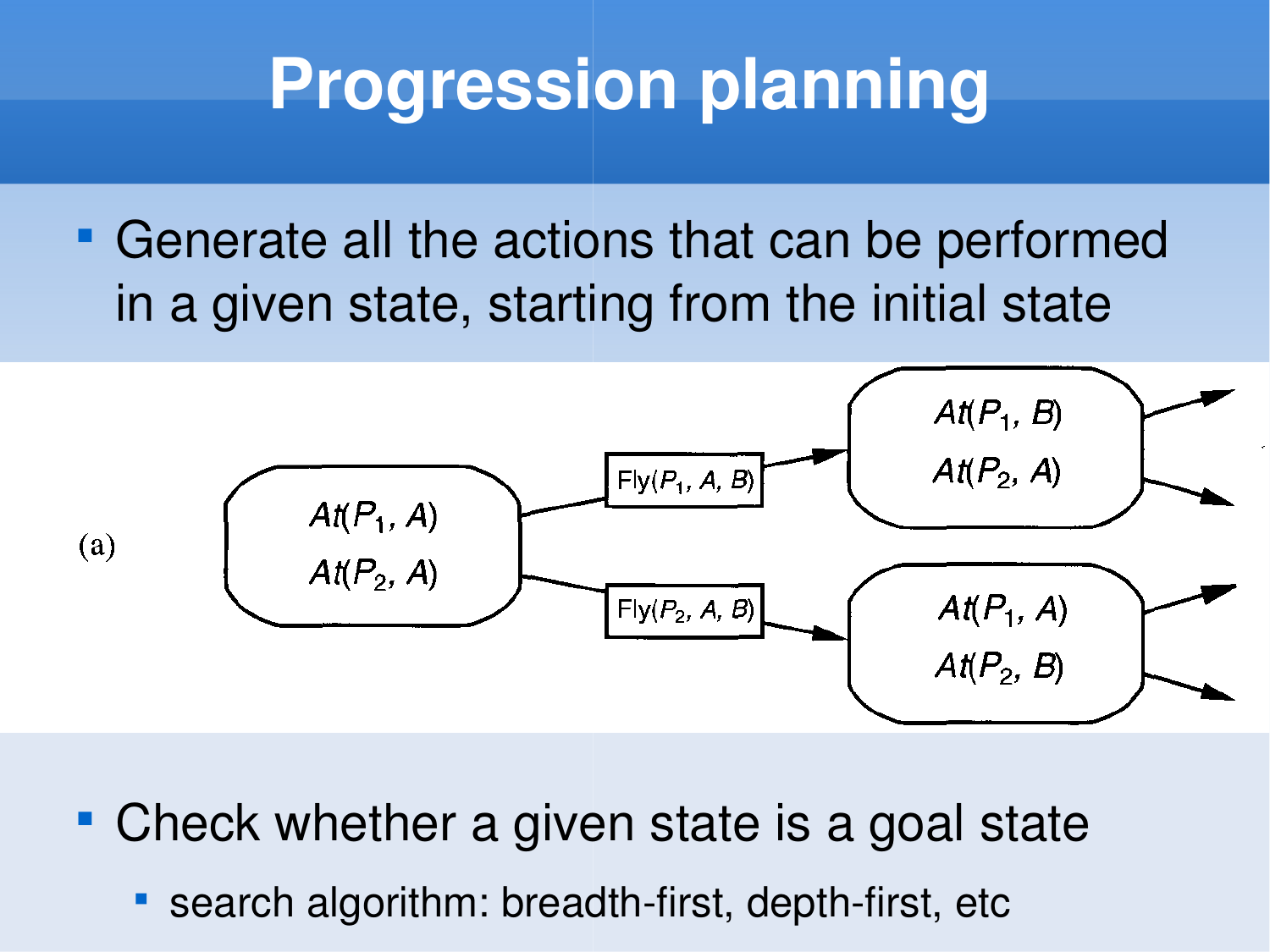# Progression planning

- Generate all the actions that can be performed in a given state, starting from the initial state

(a)

$At(P_1, A)$, $At(P_2, A)$ → $Fly(P_1, A, B)$ → $At(P_1, B)$, $At(P_2, A)$

$At(P_1, A)$, $At(P_2, A)$ → $Fly(P_2, A, B)$ → $At(P_1, A)$, $At(P_2, B)$

- Check whether a given state is a goal state
  - search algorithm: breadth-first, depth-first, etc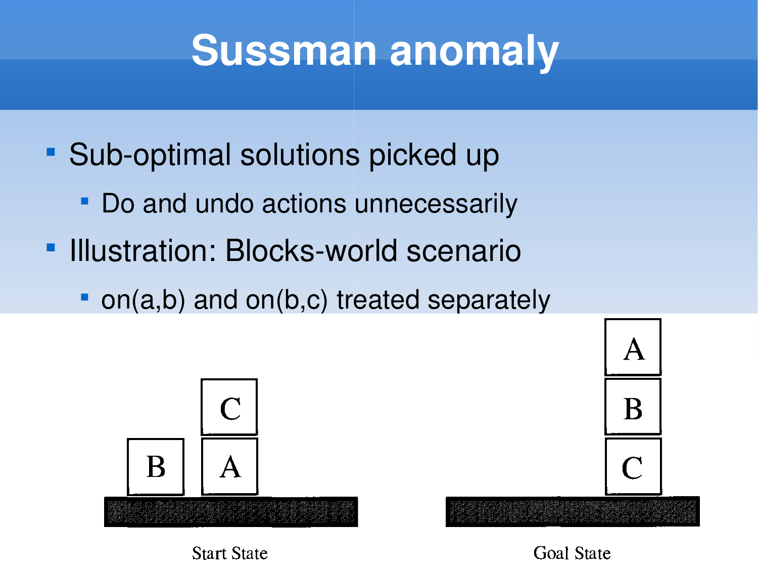# Sussman anomaly

- Sub-optimal solutions picked up
  - Do and undo actions unnecessarily
- Illustration: Blocks-world scenario
  - on(a,b) and on(b,c) treated separately

Start State

Goal State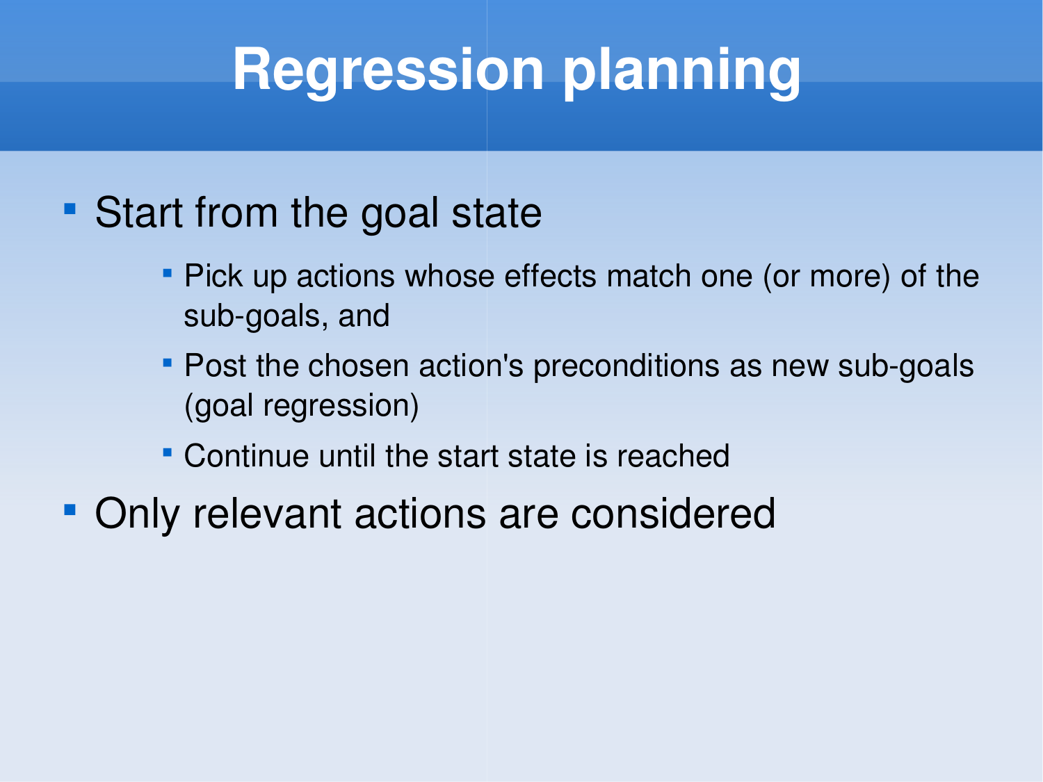# Regression planning

- Start from the goal state
  - Pick up actions whose effects match one (or more) of the sub-goals, and
  - Post the chosen action's preconditions as new sub-goals (goal regression)
  - Continue until the start state is reached
- Only relevant actions are considered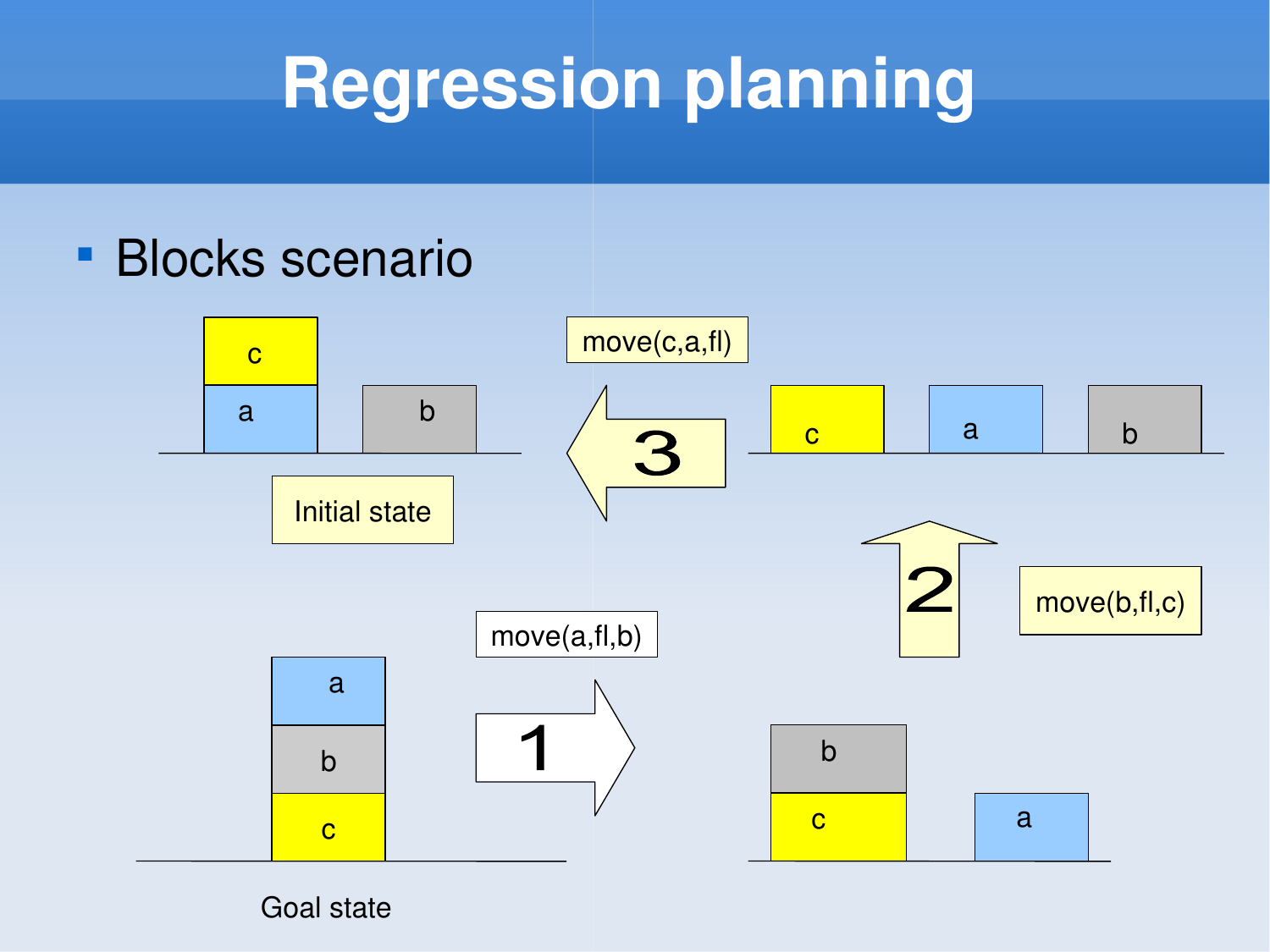# Regression planning

- Blocks scenario

Initial state

move(c,a,fl)

3

move(b,fl,c)

2

move(a,fl,b)

1

Goal state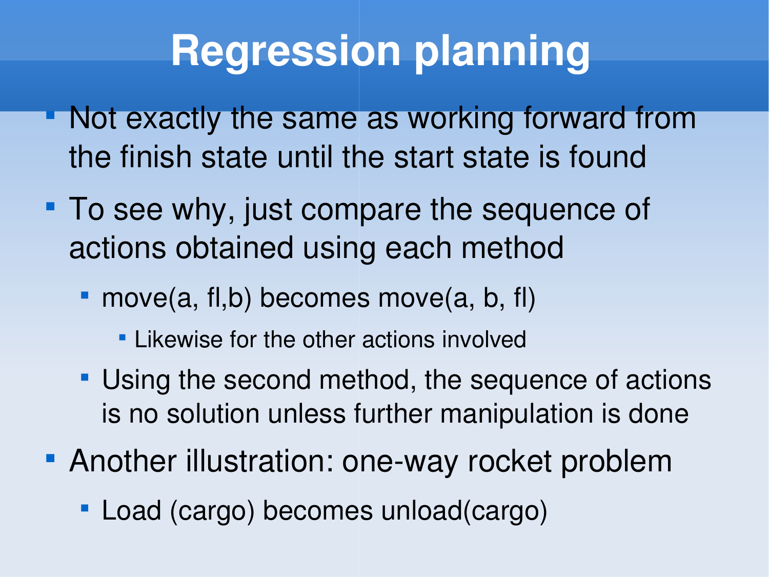# Regression planning

- Not exactly the same as working forward from the finish state until the start state is found
- To see why, just compare the sequence of actions obtained using each method
  - move(a, fl,b) becomes move(a, b, fl)
    - Likewise for the other actions involved
  - Using the second method, the sequence of actions is no solution unless further manipulation is done
- Another illustration: one-way rocket problem
  - Load (cargo) becomes unload(cargo)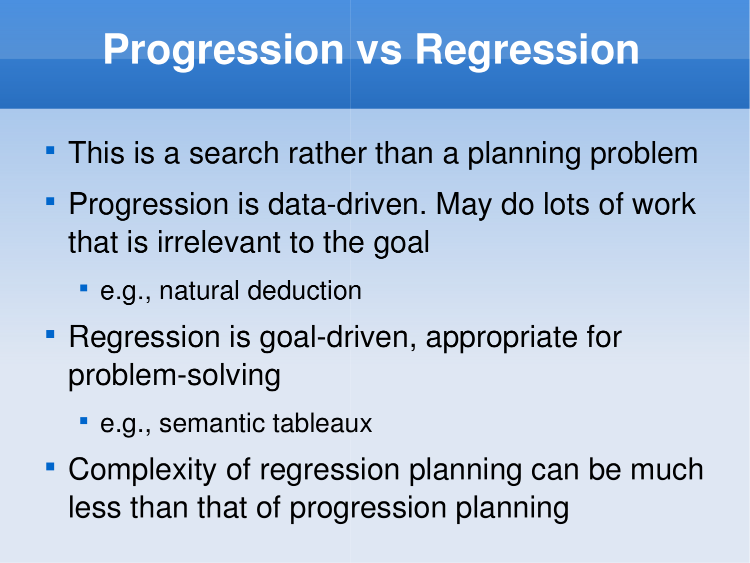# Progression vs Regression

- This is a search rather than a planning problem
- Progression is data-driven. May do lots of work that is irrelevant to the goal
  - e.g., natural deduction
- Regression is goal-driven, appropriate for problem-solving
  - e.g., semantic tableaux
- Complexity of regression planning can be much less than that of progression planning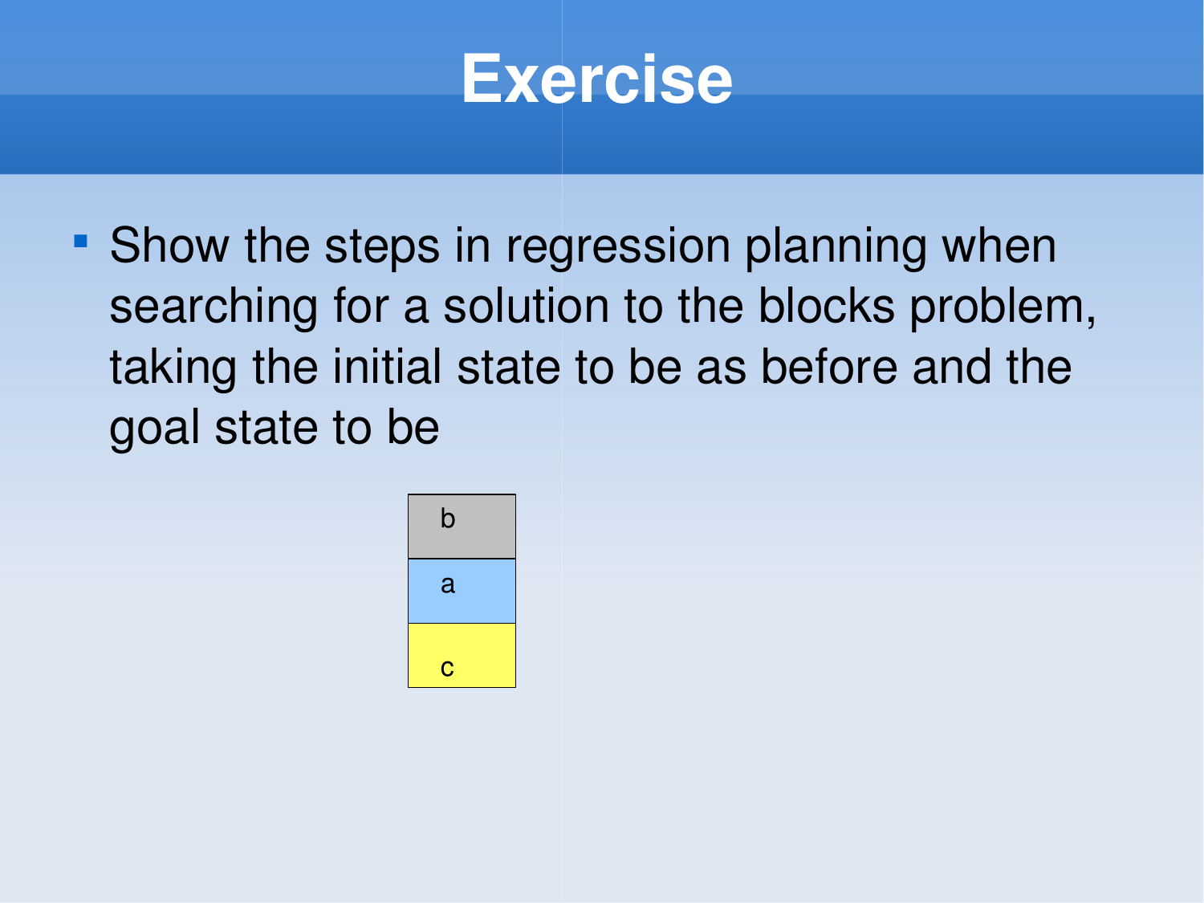# Exercise

- Show the steps in regression planning when searching for a solution to the blocks problem, taking the initial state to be as before and the goal state to be

b

a

c